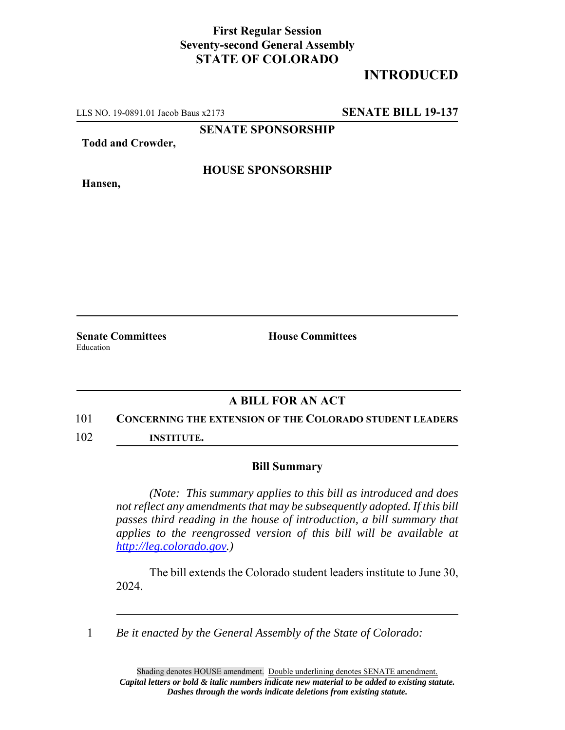**First Regular Session**
**Seventy-second General Assembly**
**STATE OF COLORADO**

# INTRODUCED

LLS NO. 19-0891.01 Jacob Baus x2173 **SENATE BILL 19-137**

**SENATE SPONSORSHIP**

**Todd and Crowder,**

**HOUSE SPONSORSHIP**

**Hansen,**

**Senate Committees**
Education

**House Committees**

## A BILL FOR AN ACT

101 **CONCERNING THE EXTENSION OF THE COLORADO STUDENT LEADERS**
102 **INSTITUTE.**

### Bill Summary

*(Note: This summary applies to this bill as introduced and does not reflect any amendments that may be subsequently adopted. If this bill passes third reading in the house of introduction, a bill summary that applies to the reengrossed version of this bill will be available at http://leg.colorado.gov.)*

The bill extends the Colorado student leaders institute to June 30, 2024.

1 *Be it enacted by the General Assembly of the State of Colorado:*

Shading denotes HOUSE amendment. Double underlining denotes SENATE amendment.
***Capital letters or bold & italic numbers indicate new material to be added to existing statute.***
***Dashes through the words indicate deletions from existing statute.***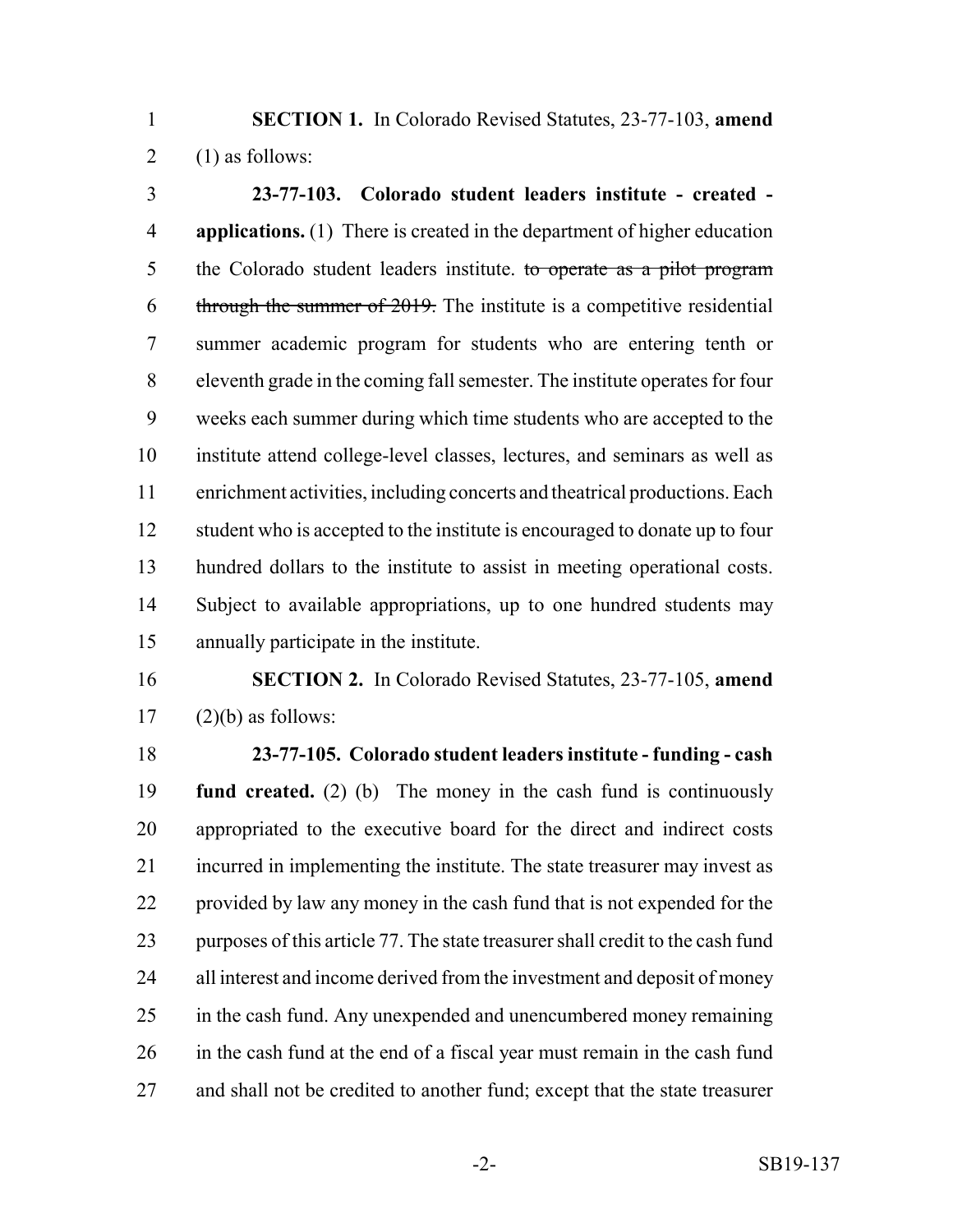**SECTION 1.** In Colorado Revised Statutes, 23-77-103, **amend** (1) as follows:

**23-77-103. Colorado student leaders institute - created - applications.** (1) There is created in the department of higher education the Colorado student leaders institute. ~~to operate as a pilot program through the summer of 2019.~~ The institute is a competitive residential summer academic program for students who are entering tenth or eleventh grade in the coming fall semester. The institute operates for four weeks each summer during which time students who are accepted to the institute attend college-level classes, lectures, and seminars as well as enrichment activities, including concerts and theatrical productions. Each student who is accepted to the institute is encouraged to donate up to four hundred dollars to the institute to assist in meeting operational costs. Subject to available appropriations, up to one hundred students may annually participate in the institute.

**SECTION 2.** In Colorado Revised Statutes, 23-77-105, **amend** (2)(b) as follows:

**23-77-105. Colorado student leaders institute - funding - cash fund created.** (2) (b) The money in the cash fund is continuously appropriated to the executive board for the direct and indirect costs incurred in implementing the institute. The state treasurer may invest as provided by law any money in the cash fund that is not expended for the purposes of this article 77. The state treasurer shall credit to the cash fund all interest and income derived from the investment and deposit of money in the cash fund. Any unexpended and unencumbered money remaining in the cash fund at the end of a fiscal year must remain in the cash fund and shall not be credited to another fund; except that the state treasurer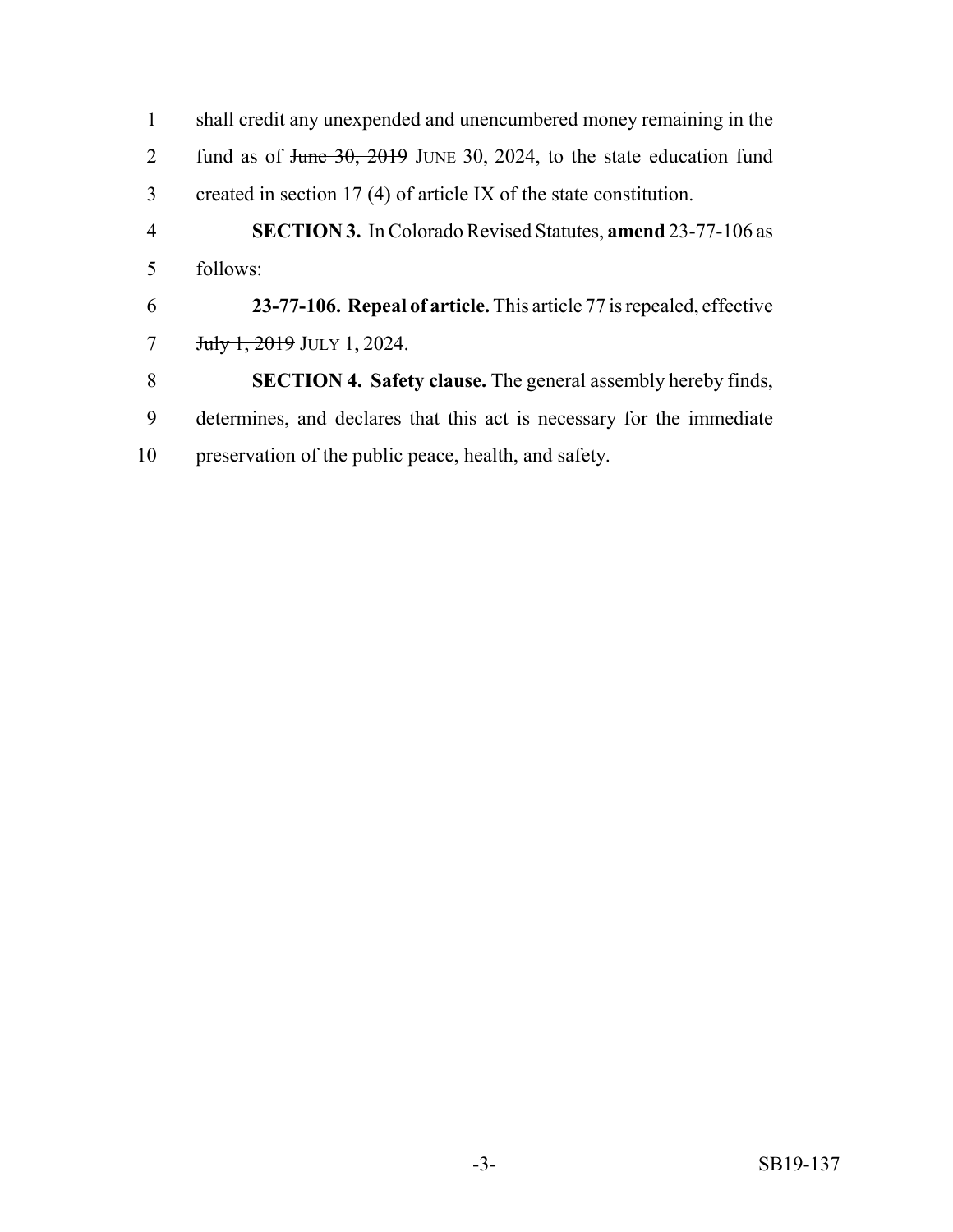shall credit any unexpended and unencumbered money remaining in the fund as of ~~June 30, 2019~~ JUNE 30, 2024, to the state education fund created in section 17 (4) of article IX of the state constitution.

**SECTION 3.** In Colorado Revised Statutes, **amend** 23-77-106 as follows:

**23-77-106. Repeal of article.** This article 77 is repealed, effective ~~July 1, 2019~~ JULY 1, 2024.

**SECTION 4. Safety clause.** The general assembly hereby finds, determines, and declares that this act is necessary for the immediate preservation of the public peace, health, and safety.